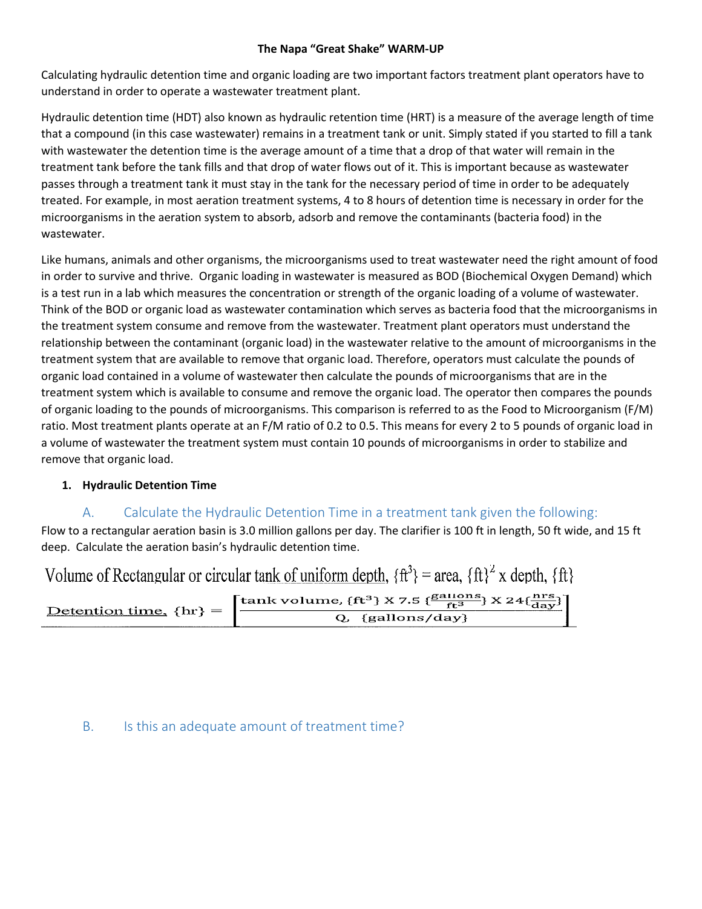# The Napa "Great Shake" WARM-UP

Calculating hydraulic detention time and organic loading are two important factors treatment plant operators have to understand in order to operate a wastewater treatment plant.

Hydraulic detention time (HDT) also known as hydraulic retention time (HRT) is a measure of the average length of time that a compound (in this case wastewater) remains in a treatment tank or unit. Simply stated if you started to fill a tank with wastewater the detention time is the average amount of a time that a drop of that water will remain in the treatment tank before the tank fills and that drop of water flows out of it. This is important because as wastewater passes through a treatment tank it must stay in the tank for the necessary period of time in order to be adequately treated. For example, in most aeration treatment systems, 4 to 8 hours of detention time is necessary in order for the microorganisms in the aeration system to absorb, adsorb and remove the contaminants (bacteria food) in the wastewater.

Like humans, animals and other organisms, the microorganisms used to treat wastewater need the right amount of food in order to survive and thrive. Organic loading in wastewater is measured as BOD (Biochemical Oxygen Demand) which is a test run in a lab which measures the concentration or strength of the organic loading of a volume of wastewater. Think of the BOD or organic load as wastewater contamination which serves as bacteria food that the microorganisms in the treatment system consume and remove from the wastewater. Treatment plant operators must understand the relationship between the contaminant (organic load) in the wastewater relative to the amount of microorganisms in the treatment system that are available to remove that organic load. Therefore, operators must calculate the pounds of organic load contained in a volume of wastewater then calculate the pounds of microorganisms that are in the treatment system which is available to consume and remove the organic load. The operator then compares the pounds of organic loading to the pounds of microorganisms. This comparison is referred to as the Food to Microorganism (F/M) ratio. Most treatment plants operate at an F/M ratio of 0.2 to 0.5. This means for every 2 to 5 pounds of organic load in a volume of wastewater the treatment system must contain 10 pounds of microorganisms in order to stabilize and remove that organic load.

1. **Hydraulic Detention Time**

## A. Calculate the Hydraulic Detention Time in a treatment tank given the following:

Flow to a rectangular aeration basin is 3.0 million gallons per day. The clarifier is 100 ft in length, 50 ft wide, and 15 ft deep. Calculate the aeration basin's hydraulic detention time.

$$\text{Volume of Rectangular or circular tank of uniform depth, } \{\text{ft}^3\} = \text{area, } \{\text{ft}\}^2 \text{ x depth, } \{\text{ft}\}$$

$$\text{Detention time, } \{\text{hr}\} = \left[ \frac{\text{tank volume, } \{\text{ft}^3\} \text{ X } 7.5 \, \{\frac{\text{gallons}}{\text{ft}^3}\} \text{ X } 24 \{\frac{\text{hrs}}{\text{day}}\}}{Q, \; \{\text{gallons/day}\}} \right]$$

## B. Is this an adequate amount of treatment time?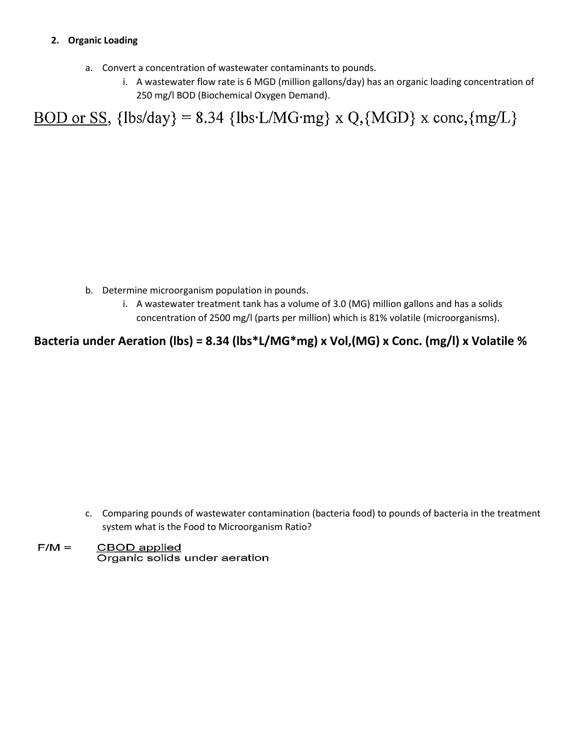2. **Organic Loading**

   a. Convert a concentration of wastewater contaminants to pounds.

      i. A wastewater flow rate is 6 MGD (million gallons/day) has an organic loading concentration of 250 mg/l BOD (Biochemical Oxygen Demand).

$$\underline{\text{BOD or SS}},\ \{\text{lbs/day}\} = 8.34\ \{\text{lbs}\cdot\text{L/MG}\cdot\text{mg}\}\ \text{x}\ Q,\{\text{MGD}\}\ \text{x conc},\{\text{mg/L}\}$$

   b. Determine microorganism population in pounds.

      i. A wastewater treatment tank has a volume of 3.0 (MG) million gallons and has a solids concentration of 2500 mg/l (parts per million) which is 81% volatile (microorganisms).

**Bacteria under Aeration (lbs) = 8.34 (lbs*L/MG*mg) x Vol,(MG) x Conc. (mg/l) x Volatile %**

   c. Comparing pounds of wastewater contamination (bacteria food) to pounds of bacteria in the treatment system what is the Food to Microorganism Ratio?

$$\text{F/M} = \frac{\text{CBOD applied}}{\text{Organic solids under aeration}}$$